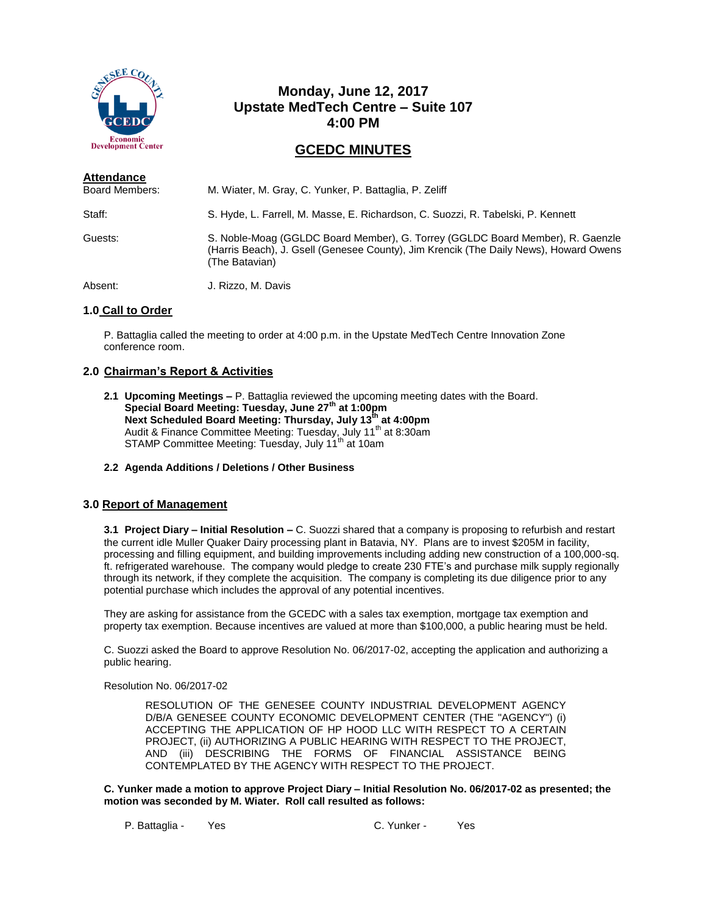# Monday, June 12, 2017
# Upstate MedTech Centre – Suite 107
# 4:00 PM

## GCEDC MINUTES

**Attendance**

| | |
|---|---|
| Board Members: | M. Wiater, M. Gray, C. Yunker, P. Battaglia, P. Zeliff |
| Staff: | S. Hyde, L. Farrell, M. Masse, E. Richardson, C. Suozzi, R. Tabelski, P. Kennett |
| Guests: | S. Noble-Moag (GGLDC Board Member), G. Torrey (GGLDC Board Member), R. Gaenzle (Harris Beach), J. Gsell (Genesee County), Jim Krencik (The Daily News), Howard Owens (The Batavian) |
| Absent: | J. Rizzo, M. Davis |

### 1.0 Call to Order

P. Battaglia called the meeting to order at 4:00 p.m. in the Upstate MedTech Centre Innovation Zone conference room.

### 2.0 Chairman's Report & Activities

**2.1 Upcoming Meetings –** P. Battaglia reviewed the upcoming meeting dates with the Board.
**Special Board Meeting: Tuesday, June 27th at 1:00pm**
**Next Scheduled Board Meeting: Thursday, July 13th at 4:00pm**
Audit & Finance Committee Meeting: Tuesday, July 11th at 8:30am
STAMP Committee Meeting: Tuesday, July 11th at 10am

**2.2 Agenda Additions / Deletions / Other Business**

### 3.0 Report of Management

**3.1 Project Diary – Initial Resolution –** C. Suozzi shared that a company is proposing to refurbish and restart the current idle Muller Quaker Dairy processing plant in Batavia, NY. Plans are to invest $205M in facility, processing and filling equipment, and building improvements including adding new construction of a 100,000-sq. ft. refrigerated warehouse. The company would pledge to create 230 FTE's and purchase milk supply regionally through its network, if they complete the acquisition. The company is completing its due diligence prior to any potential purchase which includes the approval of any potential incentives.

They are asking for assistance from the GCEDC with a sales tax exemption, mortgage tax exemption and property tax exemption. Because incentives are valued at more than $100,000, a public hearing must be held.

C. Suozzi asked the Board to approve Resolution No. 06/2017-02, accepting the application and authorizing a public hearing.

Resolution No. 06/2017-02

> RESOLUTION OF THE GENESEE COUNTY INDUSTRIAL DEVELOPMENT AGENCY D/B/A GENESEE COUNTY ECONOMIC DEVELOPMENT CENTER (THE "AGENCY") (i) ACCEPTING THE APPLICATION OF HP HOOD LLC WITH RESPECT TO A CERTAIN PROJECT, (ii) AUTHORIZING A PUBLIC HEARING WITH RESPECT TO THE PROJECT, AND (iii) DESCRIBING THE FORMS OF FINANCIAL ASSISTANCE BEING CONTEMPLATED BY THE AGENCY WITH RESPECT TO THE PROJECT.

**C. Yunker made a motion to approve Project Diary – Initial Resolution No. 06/2017-02 as presented; the motion was seconded by M. Wiater. Roll call resulted as follows:**

| | | | |
|---|---|---|---|
| P. Battaglia - | Yes | C. Yunker - | Yes |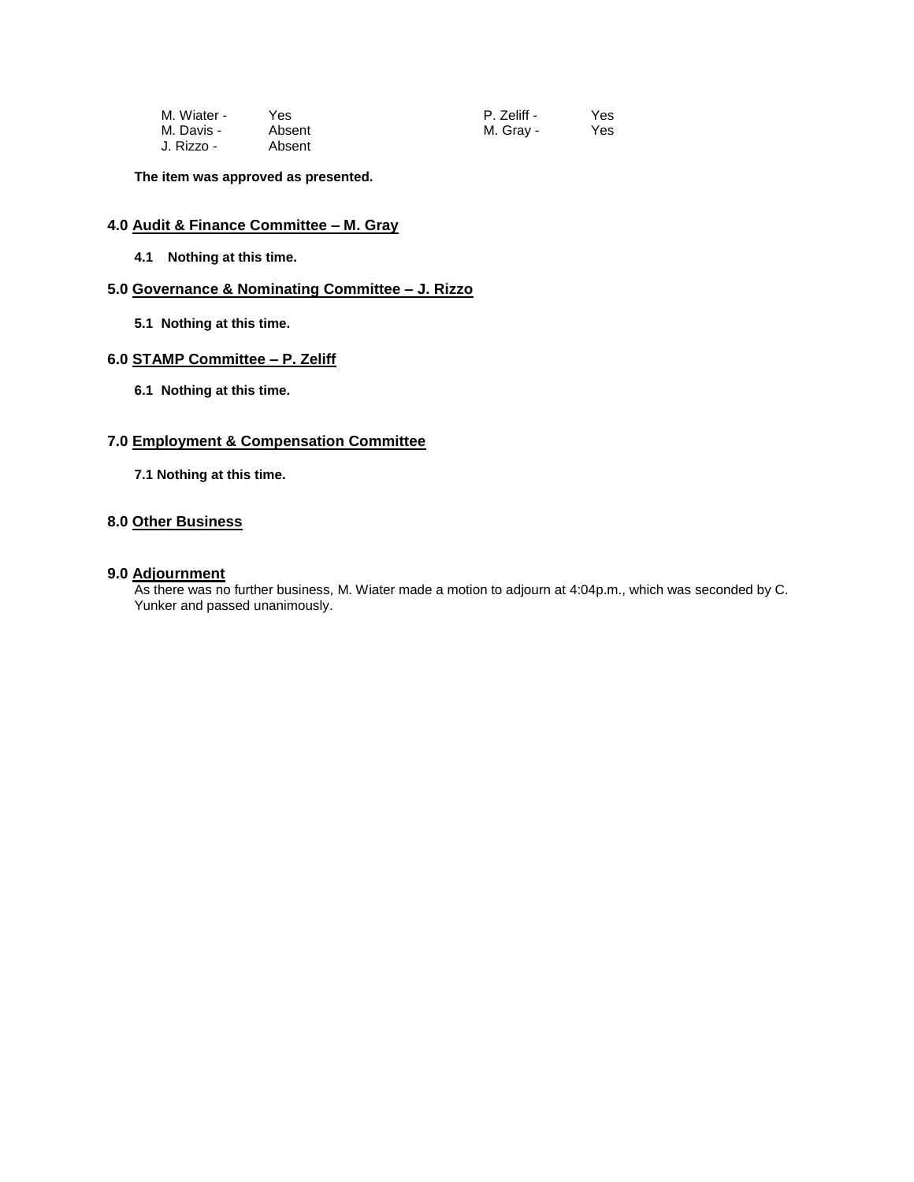| | | | |
|---|---|---|---|
| M. Wiater - | Yes | P. Zeliff - | Yes |
| M. Davis - | Absent | M. Gray - | Yes |
| J. Rizzo - | Absent | | |

**The item was approved as presented.**

## 4.0 Audit & Finance Committee – M. Gray

**4.1 Nothing at this time.**

## 5.0 Governance & Nominating Committee – J. Rizzo

**5.1 Nothing at this time.**

## 6.0 STAMP Committee – P. Zeliff

**6.1 Nothing at this time.**

## 7.0 Employment & Compensation Committee

**7.1 Nothing at this time.**

## 8.0 Other Business

## 9.0 Adjournment

As there was no further business, M. Wiater made a motion to adjourn at 4:04p.m., which was seconded by C. Yunker and passed unanimously.